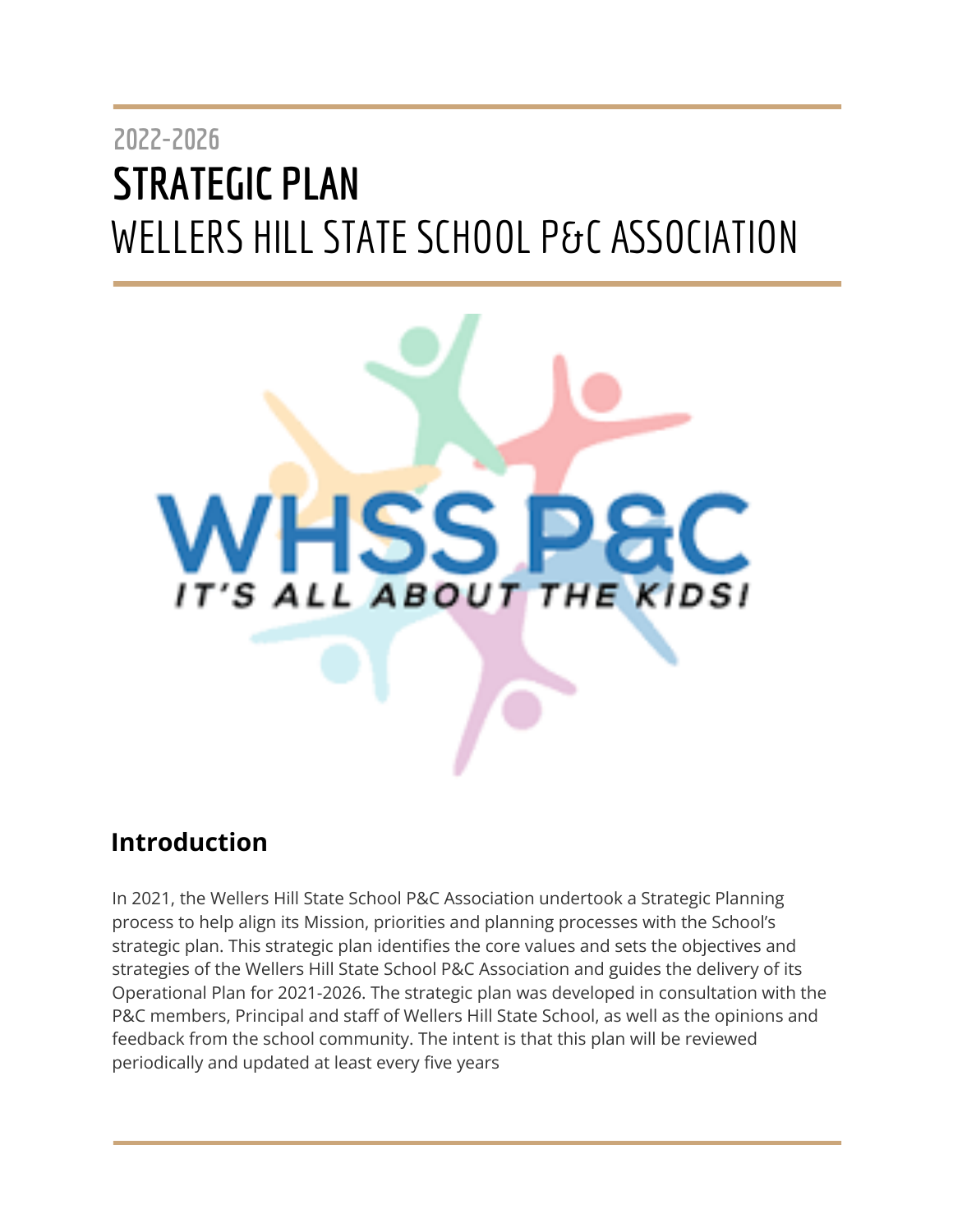2022-2026

# STRATEGIC PLAN

# WELLERS HILL STATE SCHOOL P&C ASSOCIATION

WHSS P&C

IT'S ALL ABOUT THE KIDS!

## Introduction

In 2021, the Wellers Hill State School P&C Association undertook a Strategic Planning process to help align its Mission, priorities and planning processes with the School's strategic plan. This strategic plan identifies the core values and sets the objectives and strategies of the Wellers Hill State School P&C Association and guides the delivery of its Operational Plan for 2021-2026. The strategic plan was developed in consultation with the P&C members, Principal and staff of Wellers Hill State School, as well as the opinions and feedback from the school community. The intent is that this plan will be reviewed periodically and updated at least every five years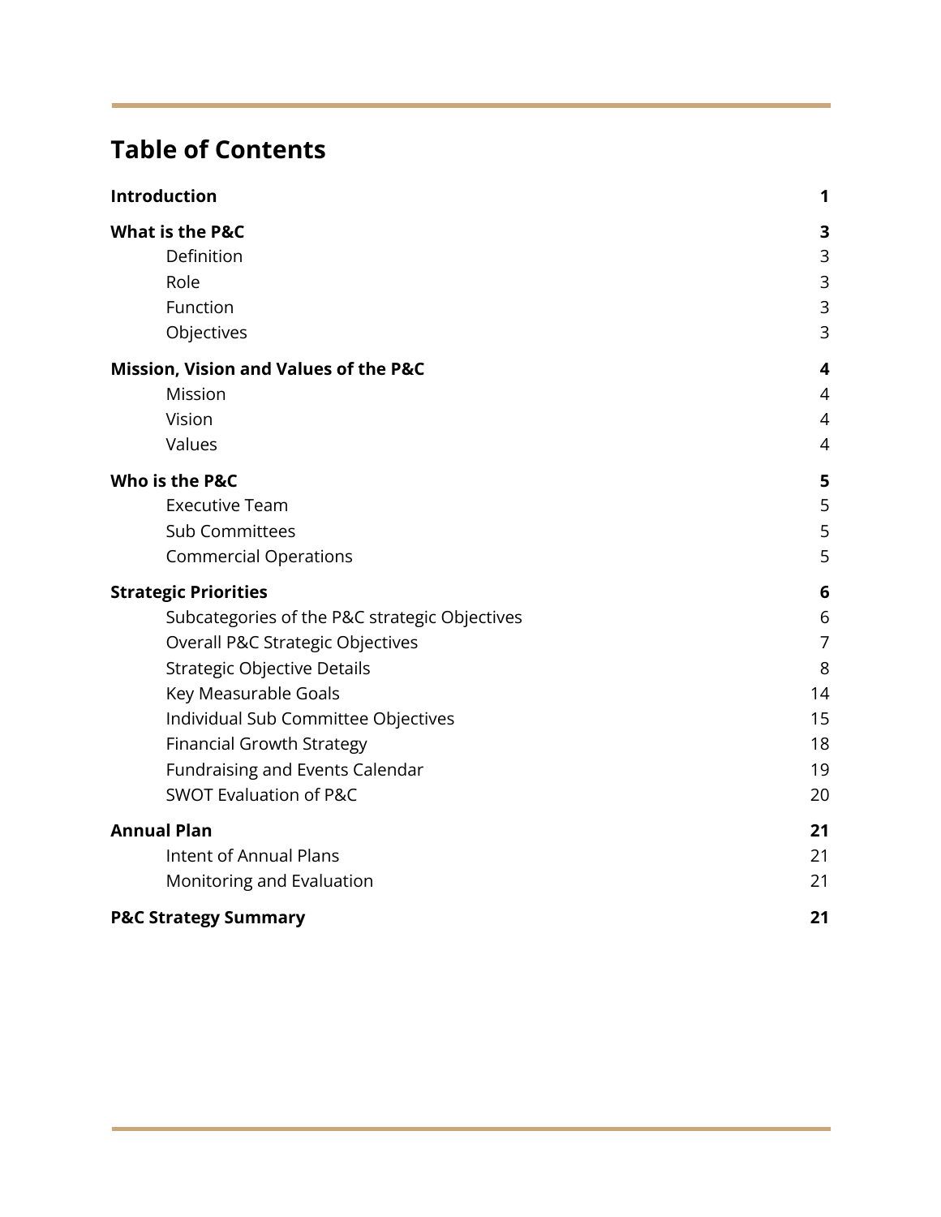# Table of Contents

| | |
|---|---|
| **Introduction** | **1** |
| **What is the P&C** | **3** |
| Definition | 3 |
| Role | 3 |
| Function | 3 |
| Objectives | 3 |
| **Mission, Vision and Values of the P&C** | **4** |
| Mission | 4 |
| Vision | 4 |
| Values | 4 |
| **Who is the P&C** | **5** |
| Executive Team | 5 |
| Sub Committees | 5 |
| Commercial Operations | 5 |
| **Strategic Priorities** | **6** |
| Subcategories of the P&C strategic Objectives | 6 |
| Overall P&C Strategic Objectives | 7 |
| Strategic Objective Details | 8 |
| Key Measurable Goals | 14 |
| Individual Sub Committee Objectives | 15 |
| Financial Growth Strategy | 18 |
| Fundraising and Events Calendar | 19 |
| SWOT Evaluation of P&C | 20 |
| **Annual Plan** | **21** |
| Intent of Annual Plans | 21 |
| Monitoring and Evaluation | 21 |
| **P&C Strategy Summary** | **21** |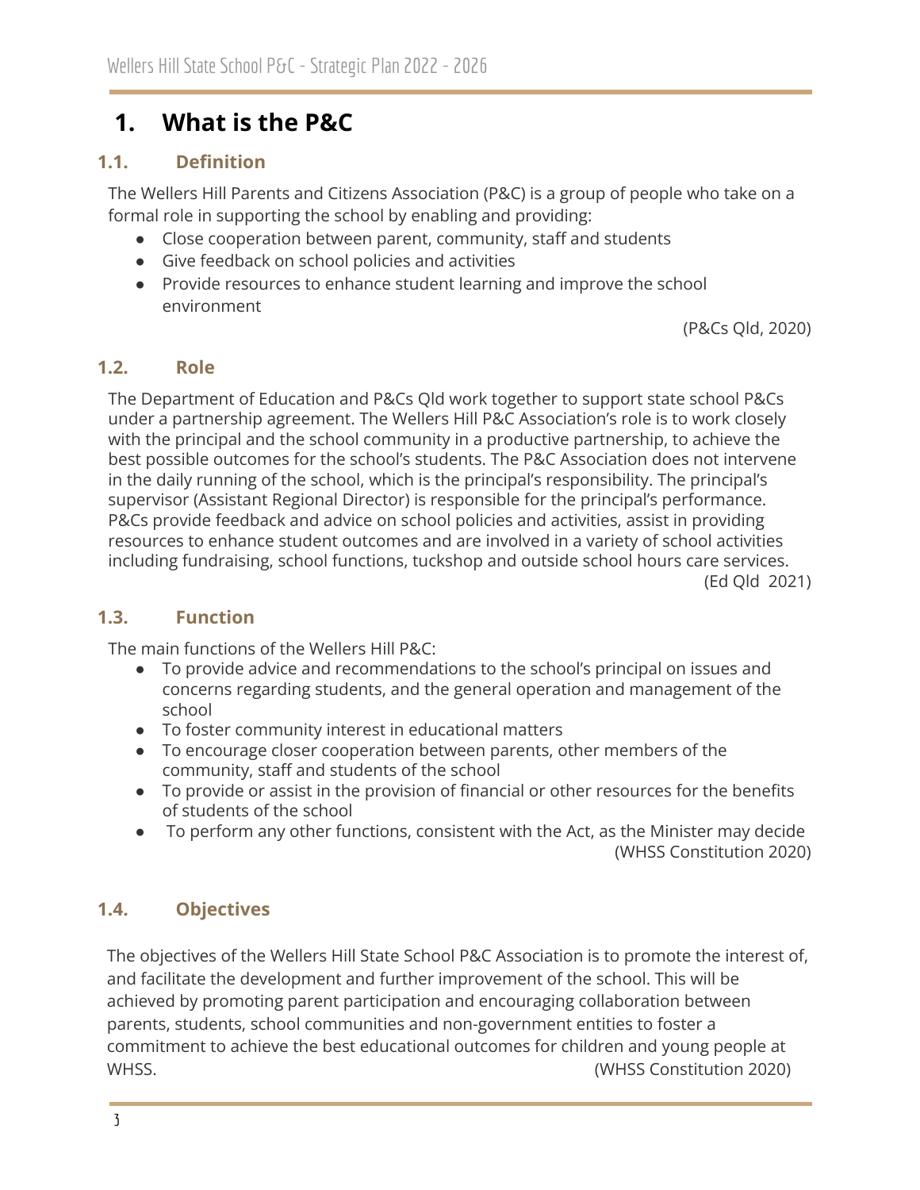# 1. What is the P&C

## 1.1. Definition

The Wellers Hill Parents and Citizens Association (P&C) is a group of people who take on a formal role in supporting the school by enabling and providing:

- Close cooperation between parent, community, staff and students
- Give feedback on school policies and activities
- Provide resources to enhance student learning and improve the school environment

(P&Cs Qld, 2020)

## 1.2. Role

The Department of Education and P&Cs Qld work together to support state school P&Cs under a partnership agreement. The Wellers Hill P&C Association's role is to work closely with the principal and the school community in a productive partnership, to achieve the best possible outcomes for the school's students. The P&C Association does not intervene in the daily running of the school, which is the principal's responsibility. The principal's supervisor (Assistant Regional Director) is responsible for the principal's performance. P&Cs provide feedback and advice on school policies and activities, assist in providing resources to enhance student outcomes and are involved in a variety of school activities including fundraising, school functions, tuckshop and outside school hours care services.

(Ed Qld 2021)

## 1.3. Function

The main functions of the Wellers Hill P&C:

- To provide advice and recommendations to the school's principal on issues and concerns regarding students, and the general operation and management of the school
- To foster community interest in educational matters
- To encourage closer cooperation between parents, other members of the community, staff and students of the school
- To provide or assist in the provision of financial or other resources for the benefits of students of the school
- To perform any other functions, consistent with the Act, as the Minister may decide

(WHSS Constitution 2020)

## 1.4. Objectives

The objectives of the Wellers Hill State School P&C Association is to promote the interest of, and facilitate the development and further improvement of the school. This will be achieved by promoting parent participation and encouraging collaboration between parents, students, school communities and non-government entities to foster a commitment to achieve the best educational outcomes for children and young people at WHSS. (WHSS Constitution 2020)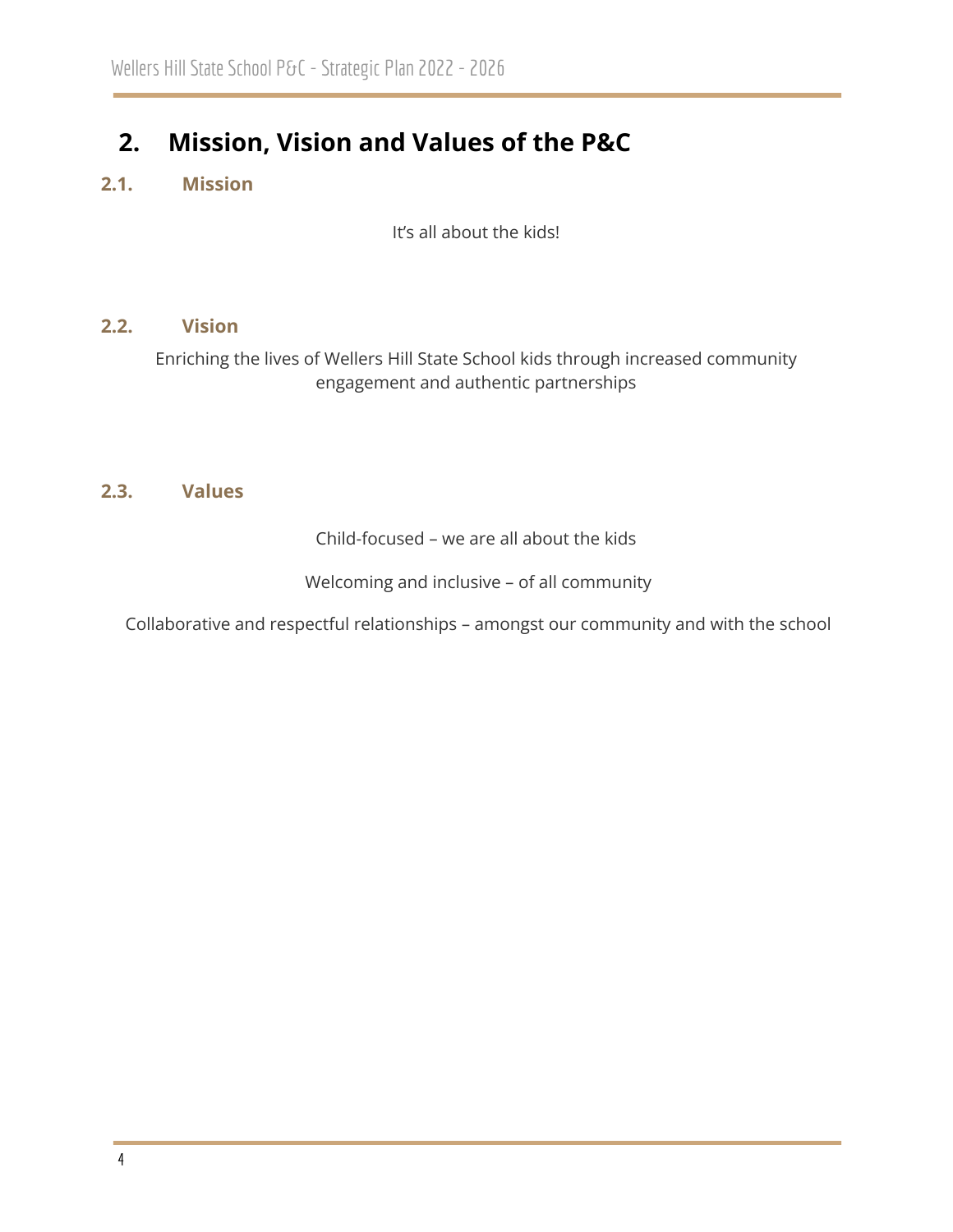## 2. Mission, Vision and Values of the P&C

### 2.1. Mission

It's all about the kids!

### 2.2. Vision

Enriching the lives of Wellers Hill State School kids through increased community engagement and authentic partnerships

### 2.3. Values

Child-focused – we are all about the kids

Welcoming and inclusive – of all community

Collaborative and respectful relationships – amongst our community and with the school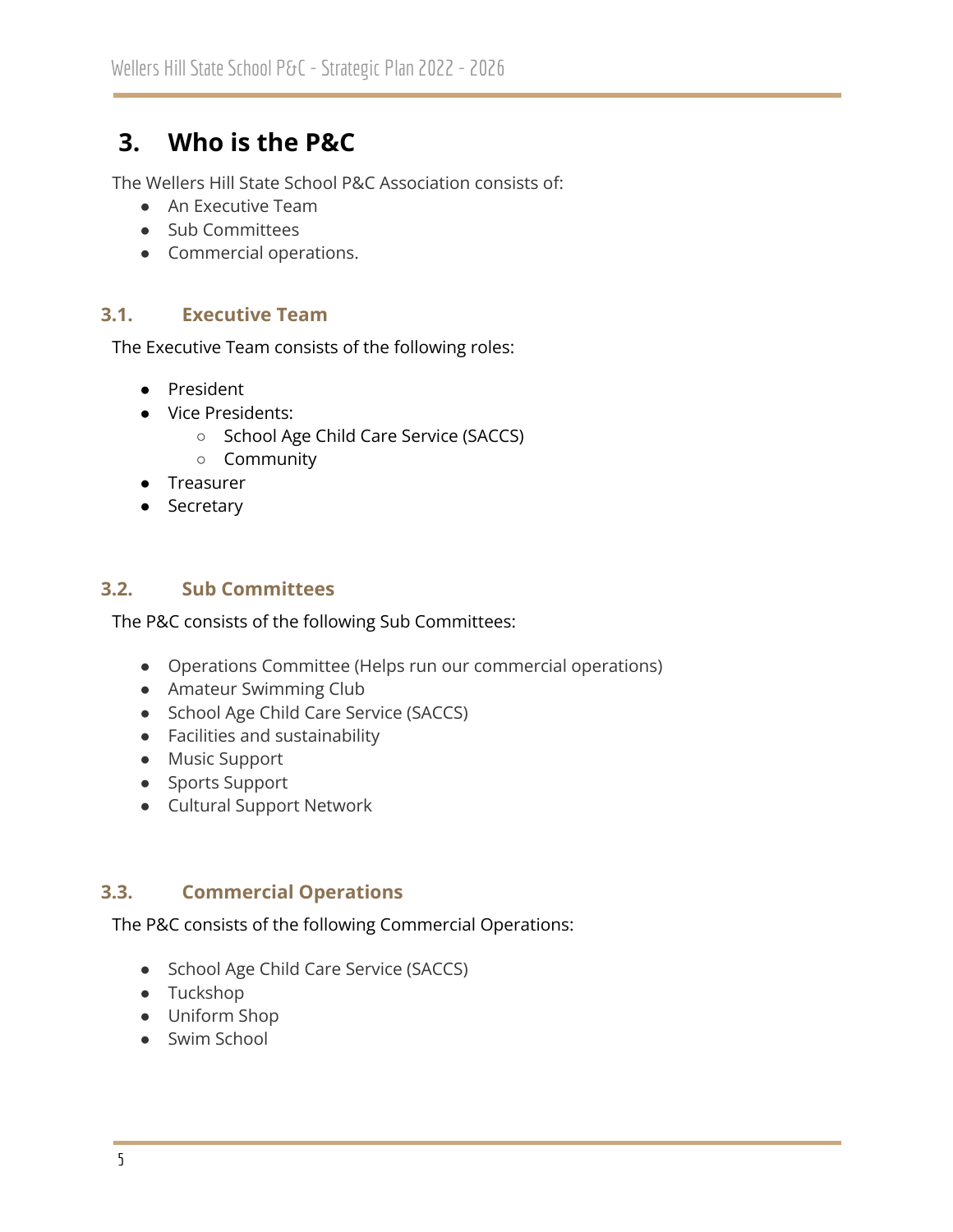# 3. Who is the P&C

The Wellers Hill State School P&C Association consists of:

- An Executive Team
- Sub Committees
- Commercial operations.

## 3.1. Executive Team

The Executive Team consists of the following roles:

- President
- Vice Presidents:
  - School Age Child Care Service (SACCS)
  - Community
- Treasurer
- Secretary

## 3.2. Sub Committees

The P&C consists of the following Sub Committees:

- Operations Committee (Helps run our commercial operations)
- Amateur Swimming Club
- School Age Child Care Service (SACCS)
- Facilities and sustainability
- Music Support
- Sports Support
- Cultural Support Network

## 3.3. Commercial Operations

The P&C consists of the following Commercial Operations:

- School Age Child Care Service (SACCS)
- Tuckshop
- Uniform Shop
- Swim School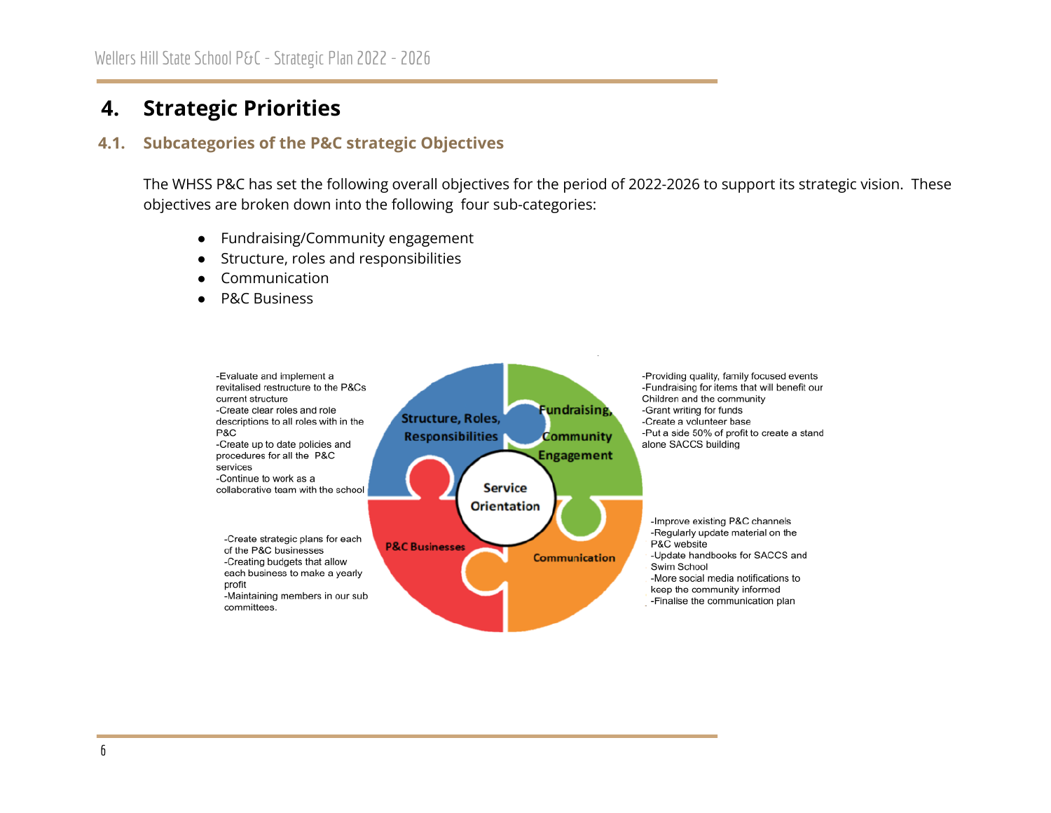# 4. Strategic Priorities

## 4.1. Subcategories of the P&C strategic Objectives

The WHSS P&C has set the following overall objectives for the period of 2022-2026 to support its strategic vision. These objectives are broken down into the following four sub-categories:

- Fundraising/Community engagement
- Structure, roles and responsibilities
- Communication
- P&C Business

**Structure, Roles, Responsibilities**

-Evaluate and implement a revitalised restructure to the P&Cs current structure
-Create clear roles and role descriptions to all roles with in the P&C
-Create up to date policies and procedures for all the P&C services
-Continue to work as a collaborative team with the school

**Fundraising, Community Engagement**

-Providing quality, family focused events
-Fundraising for items that will benefit our Children and the community
-Grant writing for funds
-Create a volunteer base
-Put a side 50% of profit to create a stand alone SACCS building

**Service Orientation**

**P&C Businesses**

-Create strategic plans for each of the P&C businesses
-Creating budgets that allow each business to make a yearly profit
-Maintaining members in our sub committees.

**Communication**

-Improve existing P&C channels
-Regularly update material on the P&C website
-Update handbooks for SACCS and Swim School
-More social media notifications to keep the community informed
-Finalise the communication plan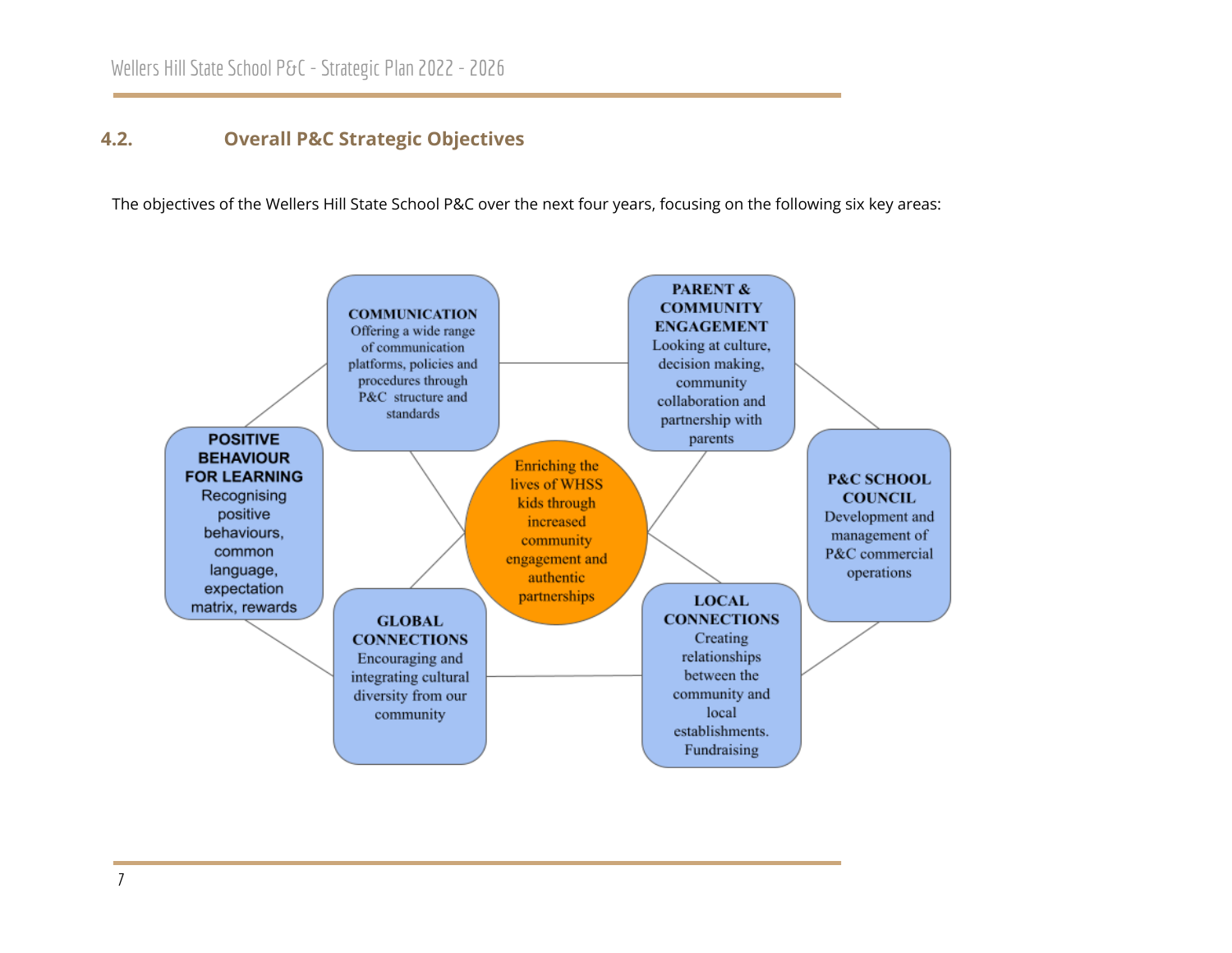## 4.2. Overall P&C Strategic Objectives

The objectives of the Wellers Hill State School P&C over the next four years, focusing on the following six key areas:

**Enriching the lives of WHSS kids through increased community engagement and authentic partnerships**

**COMMUNICATION**
Offering a wide range of communication platforms, policies and procedures through P&C structure and standards

**PARENT & COMMUNITY ENGAGEMENT**
Looking at culture, decision making, community collaboration and partnership with parents

**POSITIVE BEHAVIOUR FOR LEARNING**
Recognising positive behaviours, common language, expectation matrix, rewards

**P&C SCHOOL COUNCIL**
Development and management of P&C commercial operations

**GLOBAL CONNECTIONS**
Encouraging and integrating cultural diversity from our community

**LOCAL CONNECTIONS**
Creating relationships between the community and local establishments. Fundraising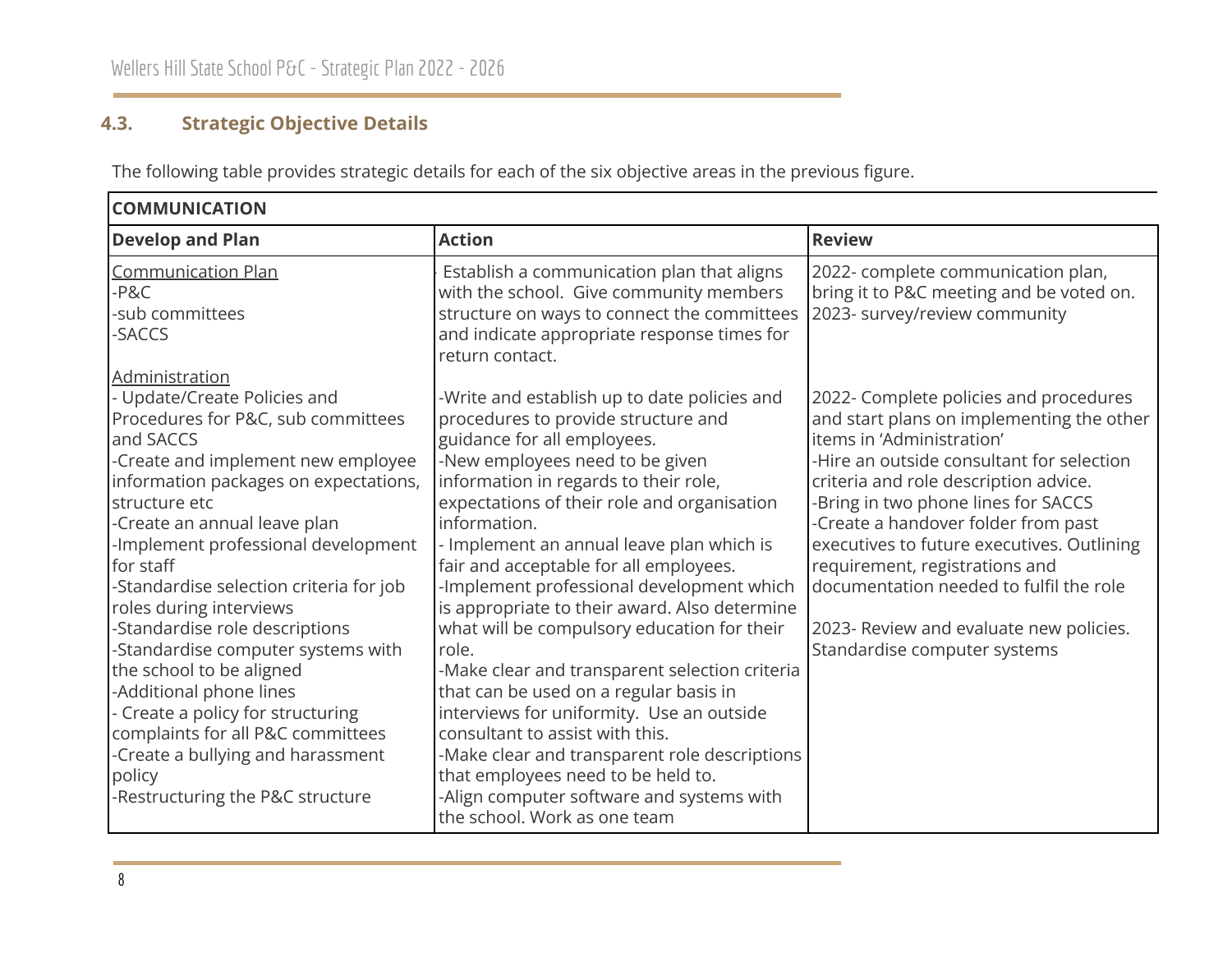### 4.3. Strategic Objective Details

The following table provides strategic details for each of the six objective areas in the previous figure.

| COMMUNICATION | | |
|---|---|---|
| **Develop and Plan** | **Action** | **Review** |
| Communication Plan<br>-P&C<br>-sub committees<br>-SACCS | Establish a communication plan that aligns with the school. Give community members structure on ways to connect the committees and indicate appropriate response times for return contact. | 2022- complete communication plan, bring it to P&C meeting and be voted on.<br>2023- survey/review community |
| Administration<br>- Update/Create Policies and Procedures for P&C, sub committees and SACCS<br>-Create and implement new employee information packages on expectations, structure etc<br>-Create an annual leave plan<br>-Implement professional development for staff<br>-Standardise selection criteria for job roles during interviews<br>-Standardise role descriptions<br>-Standardise computer systems with the school to be aligned<br>-Additional phone lines<br>- Create a policy for structuring complaints for all P&C committees<br>-Create a bullying and harassment policy<br>-Restructuring the P&C structure | -Write and establish up to date policies and procedures to provide structure and guidance for all employees.<br>-New employees need to be given information in regards to their role, expectations of their role and organisation information.<br>- Implement an annual leave plan which is fair and acceptable for all employees.<br>-Implement professional development which is appropriate to their award. Also determine what will be compulsory education for their role.<br>-Make clear and transparent selection criteria that can be used on a regular basis in interviews for uniformity. Use an outside consultant to assist with this.<br>-Make clear and transparent role descriptions that employees need to be held to.<br>-Align computer software and systems with the school. Work as one team | 2022- Complete policies and procedures and start plans on implementing the other items in 'Administration'<br>-Hire an outside consultant for selection criteria and role description advice.<br>-Bring in two phone lines for SACCS<br>-Create a handover folder from past executives to future executives. Outlining requirement, registrations and documentation needed to fulfil the role<br><br>2023- Review and evaluate new policies. Standardise computer systems |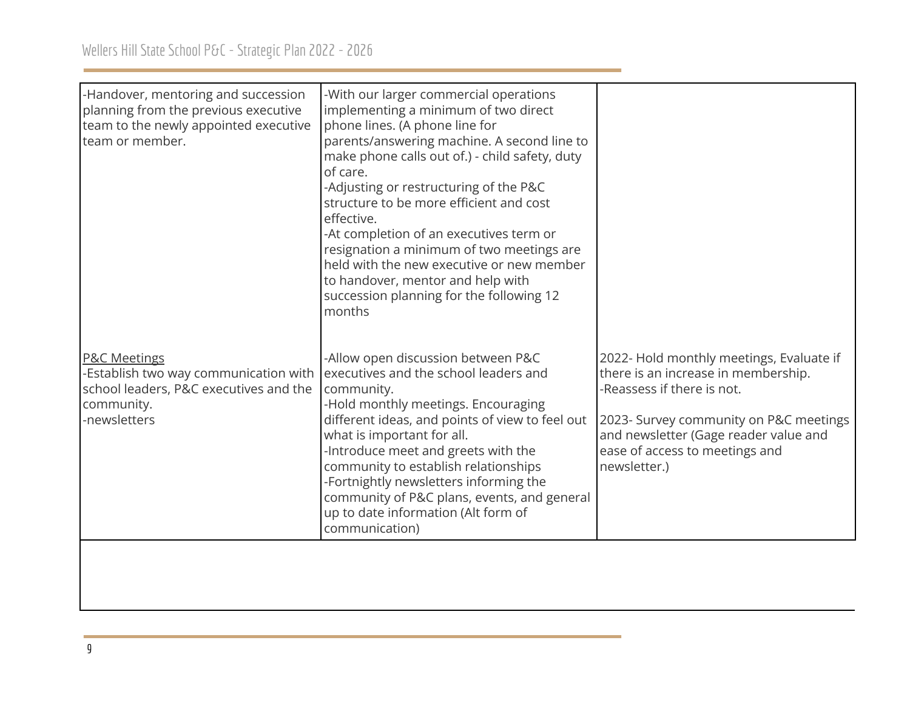| | | |
|---|---|---|
| -Handover, mentoring and succession planning from the previous executive team to the newly appointed executive team or member. | -With our larger commercial operations implementing a minimum of two direct phone lines. (A phone line for parents/answering machine. A second line to make phone calls out of.) - child safety, duty of care.<br>-Adjusting or restructuring of the P&C structure to be more efficient and cost effective.<br>-At completion of an executives term or resignation a minimum of two meetings are held with the new executive or new member to handover, mentor and help with succession planning for the following 12 months | |
| <u>P&C Meetings</u><br>-Establish two way communication with school leaders, P&C executives and the community.<br>-newsletters | -Allow open discussion between P&C executives and the school leaders and community.<br>-Hold monthly meetings. Encouraging different ideas, and points of view to feel out what is important for all.<br>-Introduce meet and greets with the community to establish relationships<br>-Fortnightly newsletters informing the community of P&C plans, events, and general up to date information (Alt form of communication) | 2022- Hold monthly meetings, Evaluate if there is an increase in membership.<br>-Reassess if there is not.<br><br>2023- Survey community on P&C meetings and newsletter (Gage reader value and ease of access to meetings and newsletter.) |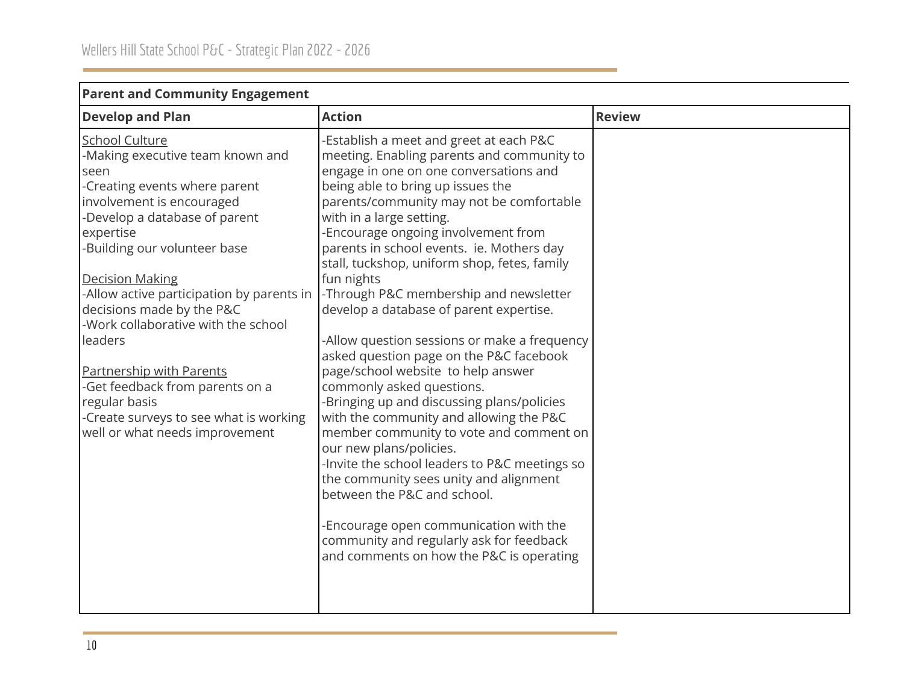| Parent and Community Engagement | | |
|---|---|---|
| **Develop and Plan** | **Action** | **Review** |
| <u>School Culture</u><br>-Making executive team known and seen<br>-Creating events where parent involvement is encouraged<br>-Develop a database of parent expertise<br>-Building our volunteer base<br><br><u>Decision Making</u><br>-Allow active participation by parents in decisions made by the P&C<br>-Work collaborative with the school leaders<br><br><u>Partnership with Parents</u><br>-Get feedback from parents on a regular basis<br>-Create surveys to see what is working well or what needs improvement | -Establish a meet and greet at each P&C meeting. Enabling parents and community to engage in one on one conversations and being able to bring up issues the parents/community may not be comfortable with in a large setting.<br>-Encourage ongoing involvement from parents in school events. ie. Mothers day stall, tuckshop, uniform shop, fetes, family fun nights<br>-Through P&C membership and newsletter develop a database of parent expertise.<br><br>-Allow question sessions or make a frequency asked question page on the P&C facebook page/school website to help answer commonly asked questions.<br>-Bringing up and discussing plans/policies with the community and allowing the P&C member community to vote and comment on our new plans/policies.<br>-Invite the school leaders to P&C meetings so the community sees unity and alignment between the P&C and school.<br><br>-Encourage open communication with the community and regularly ask for feedback and comments on how the P&C is operating | |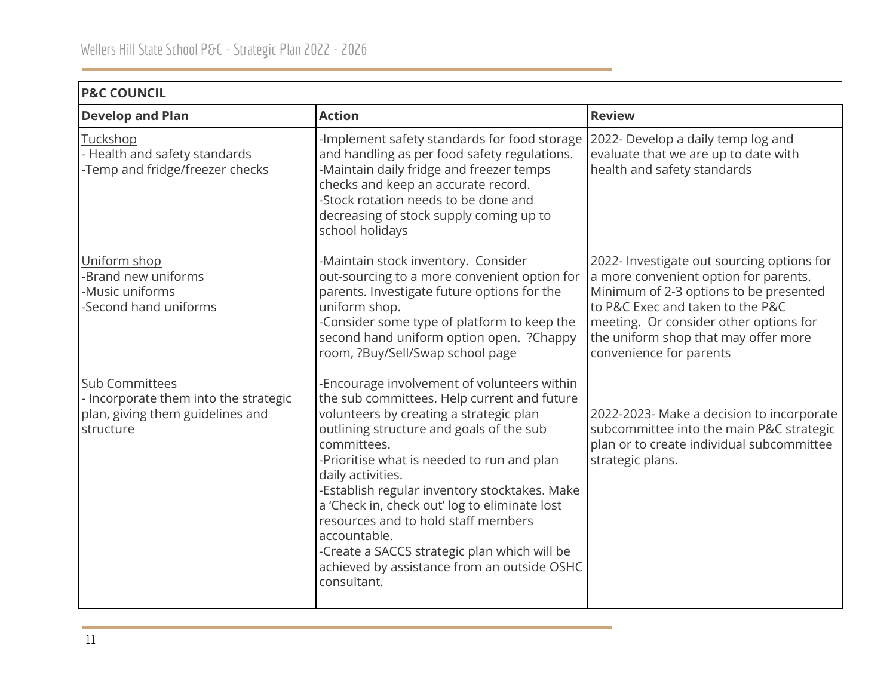| P&C COUNCIL | | |
|---|---|---|
| **Develop and Plan** | **Action** | **Review** |
| Tuckshop<br>- Health and safety standards<br>-Temp and fridge/freezer checks | -Implement safety standards for food storage and handling as per food safety regulations.<br>-Maintain daily fridge and freezer temps checks and keep an accurate record.<br>-Stock rotation needs to be done and decreasing of stock supply coming up to school holidays | 2022- Develop a daily temp log and evaluate that we are up to date with health and safety standards |
| Uniform shop<br>-Brand new uniforms<br>-Music uniforms<br>-Second hand uniforms | -Maintain stock inventory. Consider out-sourcing to a more convenient option for parents. Investigate future options for the uniform shop.<br>-Consider some type of platform to keep the second hand uniform option open. ?Chappy room, ?Buy/Sell/Swap school page | 2022- Investigate out sourcing options for a more convenient option for parents. Minimum of 2-3 options to be presented to P&C Exec and taken to the P&C meeting. Or consider other options for the uniform shop that may offer more convenience for parents |
| Sub Committees<br>- Incorporate them into the strategic plan, giving them guidelines and structure | -Encourage involvement of volunteers within the sub committees. Help current and future volunteers by creating a strategic plan outlining structure and goals of the sub committees.<br>-Prioritise what is needed to run and plan daily activities.<br>-Establish regular inventory stocktakes. Make a 'Check in, check out' log to eliminate lost resources and to hold staff members accountable.<br>-Create a SACCS strategic plan which will be achieved by assistance from an outside OSHC consultant. | 2022-2023- Make a decision to incorporate subcommittee into the main P&C strategic plan or to create individual subcommittee strategic plans. |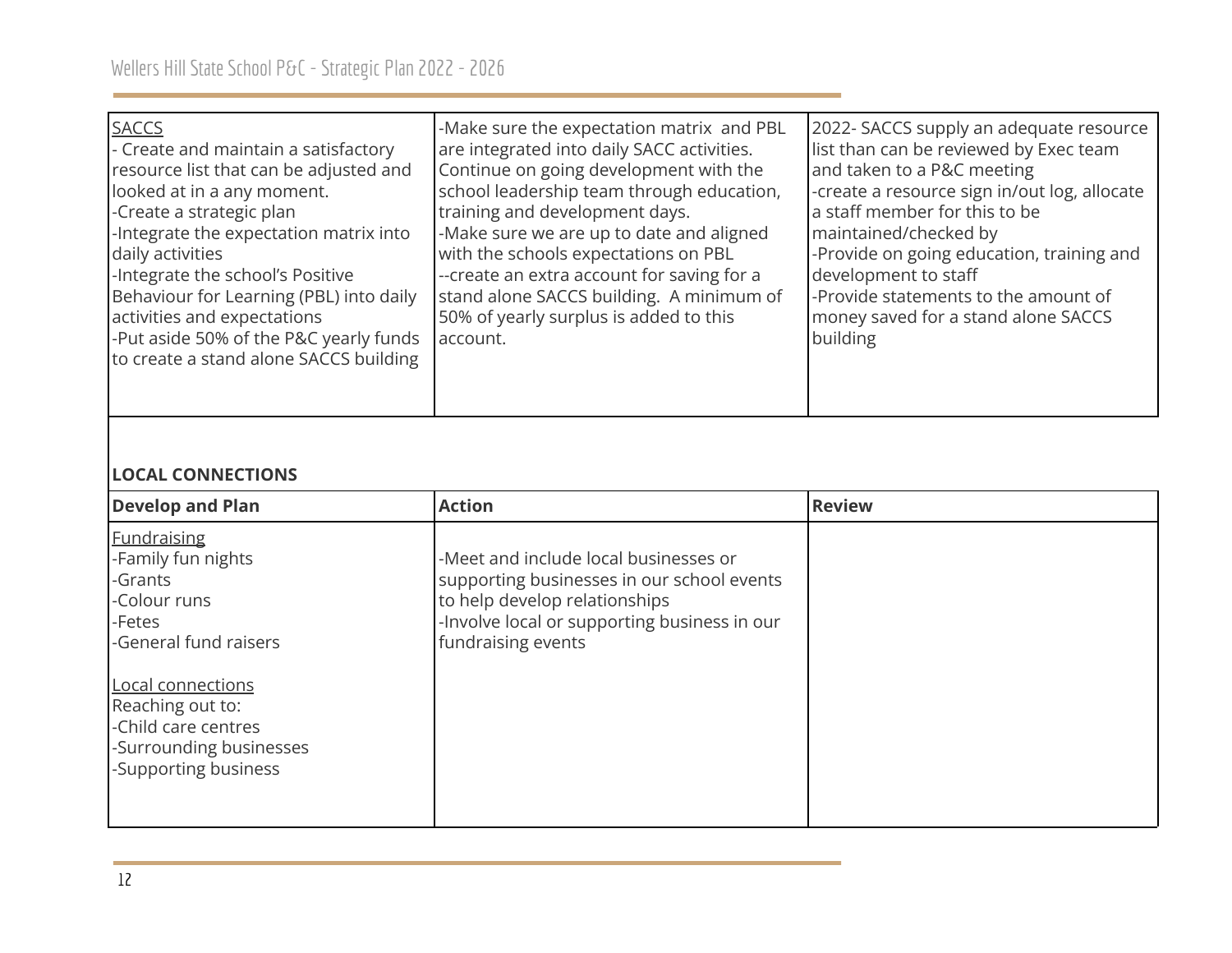| | | |
|---|---|---|
| SACCS<br>- Create and maintain a satisfactory resource list that can be adjusted and looked at in a any moment.<br>-Create a strategic plan<br>-Integrate the expectation matrix into daily activities<br>-Integrate the school's Positive Behaviour for Learning (PBL) into daily activities and expectations<br>-Put aside 50% of the P&C yearly funds to create a stand alone SACCS building | -Make sure the expectation matrix and PBL are integrated into daily SACC activities. Continue on going development with the school leadership team through education, training and development days.<br>-Make sure we are up to date and aligned with the schools expectations on PBL<br>--create an extra account for saving for a stand alone SACCS building. A minimum of 50% of yearly surplus is added to this account. | 2022- SACCS supply an adequate resource list than can be reviewed by Exec team and taken to a P&C meeting<br>-create a resource sign in/out log, allocate a staff member for this to be maintained/checked by<br>-Provide on going education, training and development to staff<br>-Provide statements to the amount of money saved for a stand alone SACCS building |

**LOCAL CONNECTIONS**

| Develop and Plan | Action | Review |
|---|---|---|
| Fundraising<br>-Family fun nights<br>-Grants<br>-Colour runs<br>-Fetes<br>-General fund raisers<br><br>Local connections<br>Reaching out to:<br>-Child care centres<br>-Surrounding businesses<br>-Supporting business | -Meet and include local businesses or supporting businesses in our school events to help develop relationships<br>-Involve local or supporting business in our fundraising events | |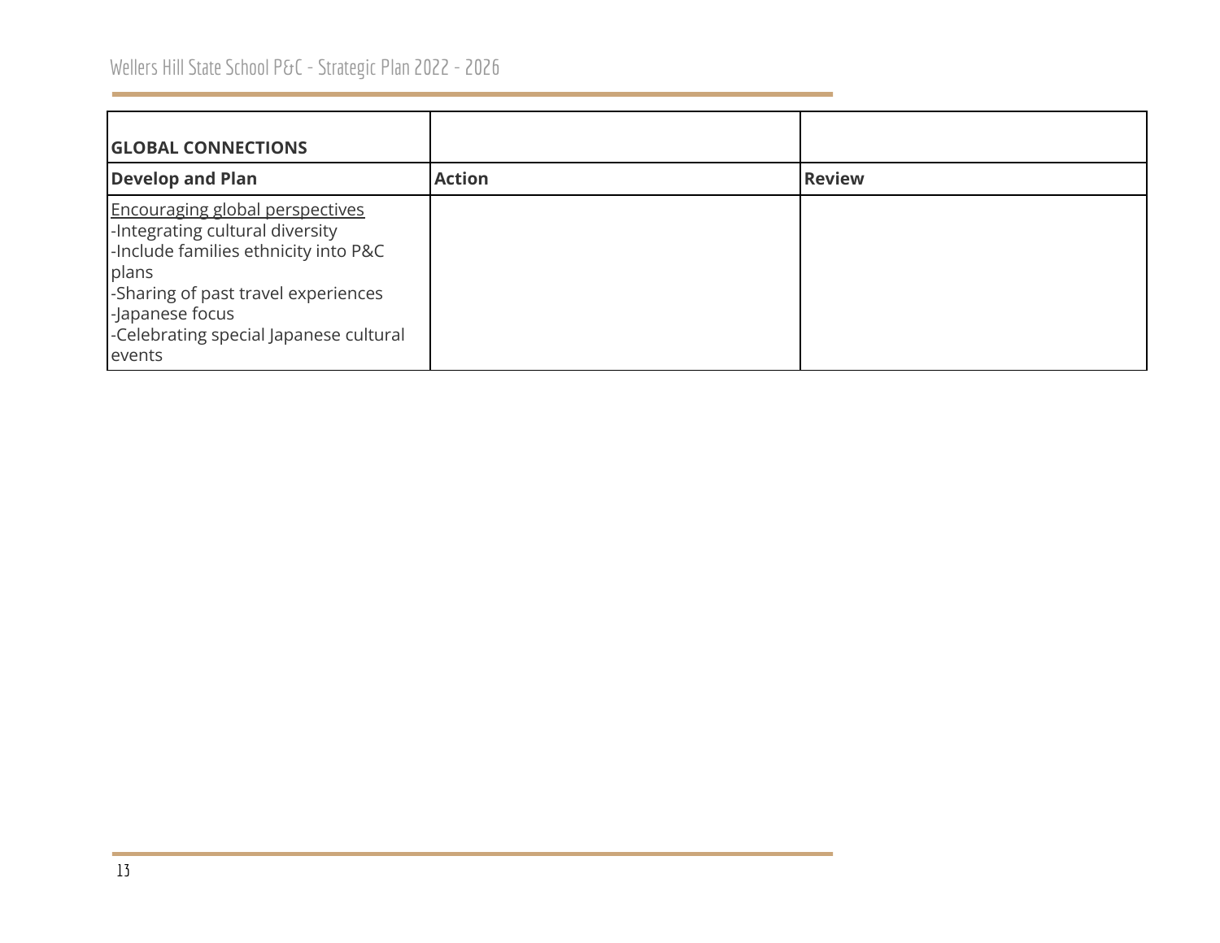| **GLOBAL CONNECTIONS** | | |
|---|---|---|
| **Develop and Plan** | **Action** | **Review** |
| Encouraging global perspectives<br>-Integrating cultural diversity<br>-Include families ethnicity into P&C plans<br>-Sharing of past travel experiences<br>-Japanese focus<br>-Celebrating special Japanese cultural events | | |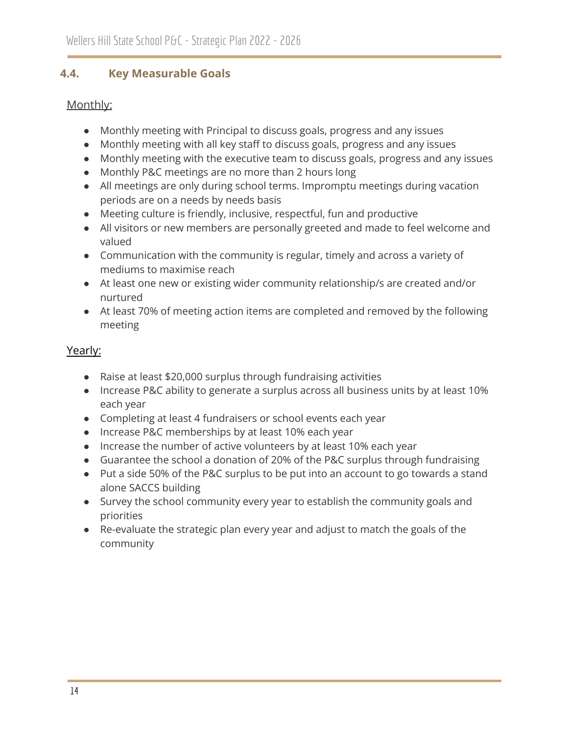## 4.4. Key Measurable Goals

Monthly:

- Monthly meeting with Principal to discuss goals, progress and any issues
- Monthly meeting with all key staff to discuss goals, progress and any issues
- Monthly meeting with the executive team to discuss goals, progress and any issues
- Monthly P&C meetings are no more than 2 hours long
- All meetings are only during school terms. Impromptu meetings during vacation periods are on a needs by needs basis
- Meeting culture is friendly, inclusive, respectful, fun and productive
- All visitors or new members are personally greeted and made to feel welcome and valued
- Communication with the community is regular, timely and across a variety of mediums to maximise reach
- At least one new or existing wider community relationship/s are created and/or nurtured
- At least 70% of meeting action items are completed and removed by the following meeting

Yearly:

- Raise at least $20,000 surplus through fundraising activities
- Increase P&C ability to generate a surplus across all business units by at least 10% each year
- Completing at least 4 fundraisers or school events each year
- Increase P&C memberships by at least 10% each year
- Increase the number of active volunteers by at least 10% each year
- Guarantee the school a donation of 20% of the P&C surplus through fundraising
- Put a side 50% of the P&C surplus to be put into an account to go towards a stand alone SACCS building
- Survey the school community every year to establish the community goals and priorities
- Re-evaluate the strategic plan every year and adjust to match the goals of the community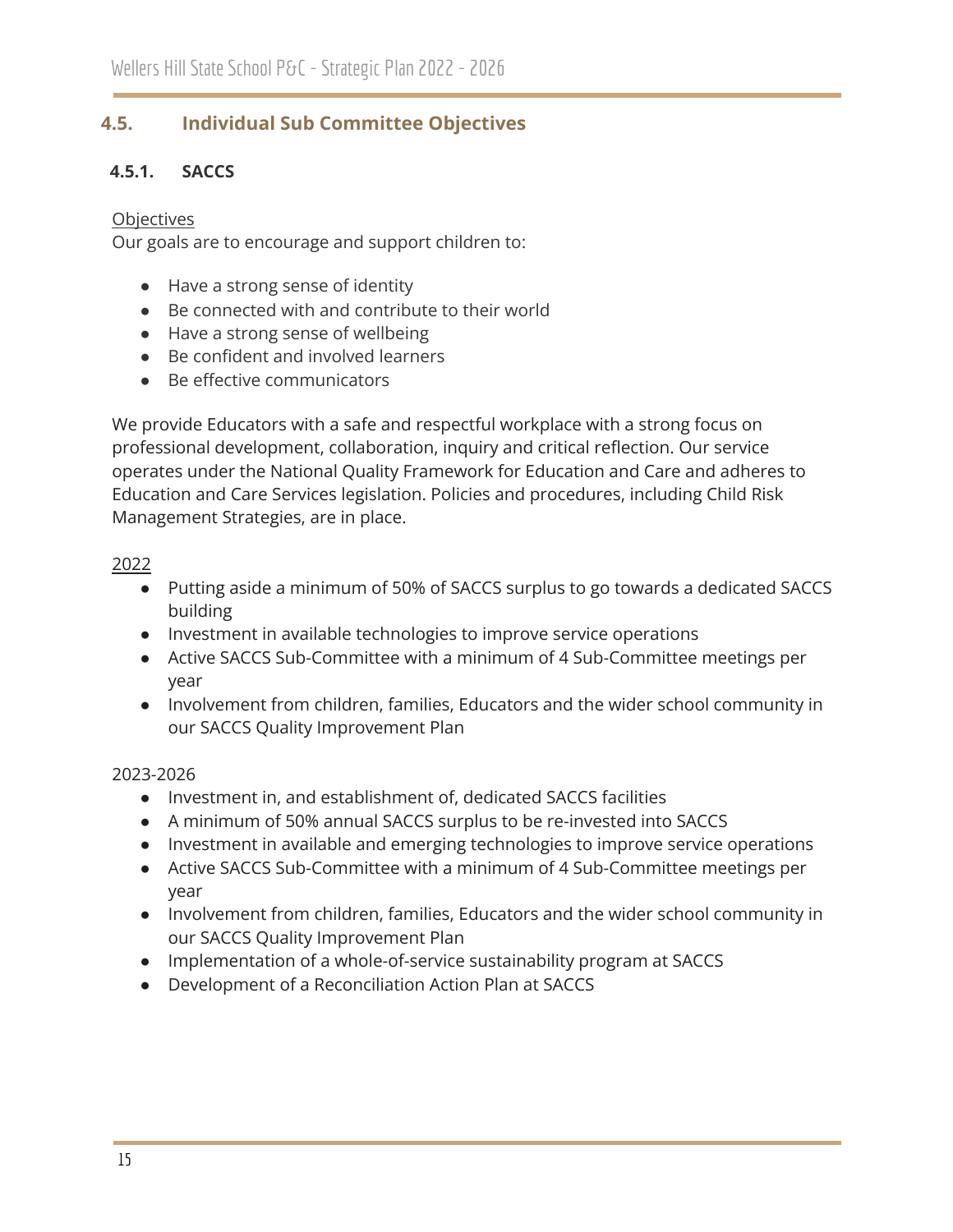## 4.5. Individual Sub Committee Objectives

### 4.5.1. SACCS

<u>Objectives</u>

Our goals are to encourage and support children to:

- Have a strong sense of identity
- Be connected with and contribute to their world
- Have a strong sense of wellbeing
- Be confident and involved learners
- Be effective communicators

We provide Educators with a safe and respectful workplace with a strong focus on professional development, collaboration, inquiry and critical reflection. Our service operates under the National Quality Framework for Education and Care and adheres to Education and Care Services legislation. Policies and procedures, including Child Risk Management Strategies, are in place.

<u>2022</u>

- Putting aside a minimum of 50% of SACCS surplus to go towards a dedicated SACCS building
- Investment in available technologies to improve service operations
- Active SACCS Sub-Committee with a minimum of 4 Sub-Committee meetings per year
- Involvement from children, families, Educators and the wider school community in our SACCS Quality Improvement Plan

2023-2026

- Investment in, and establishment of, dedicated SACCS facilities
- A minimum of 50% annual SACCS surplus to be re-invested into SACCS
- Investment in available and emerging technologies to improve service operations
- Active SACCS Sub-Committee with a minimum of 4 Sub-Committee meetings per year
- Involvement from children, families, Educators and the wider school community in our SACCS Quality Improvement Plan
- Implementation of a whole-of-service sustainability program at SACCS
- Development of a Reconciliation Action Plan at SACCS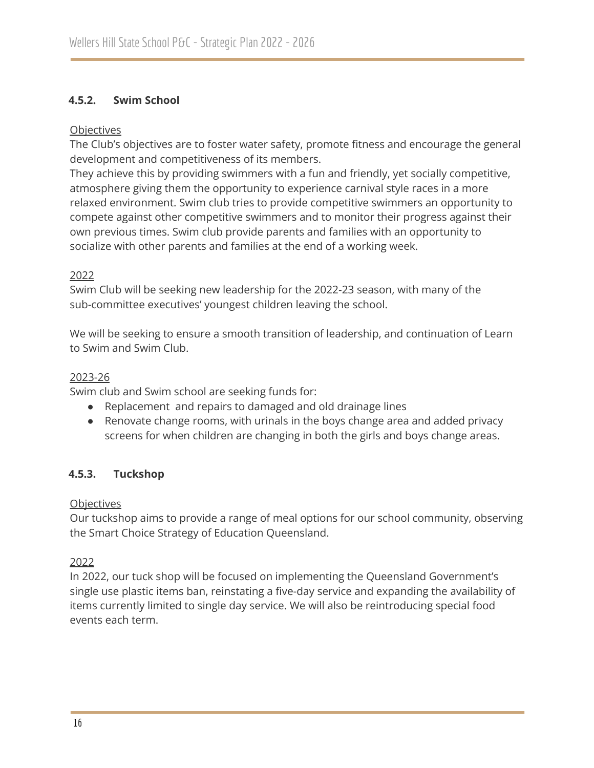### 4.5.2. Swim School

Objectives

The Club's objectives are to foster water safety, promote fitness and encourage the general development and competitiveness of its members.

They achieve this by providing swimmers with a fun and friendly, yet socially competitive, atmosphere giving them the opportunity to experience carnival style races in a more relaxed environment. Swim club tries to provide competitive swimmers an opportunity to compete against other competitive swimmers and to monitor their progress against their own previous times. Swim club provide parents and families with an opportunity to socialize with other parents and families at the end of a working week.

2022

Swim Club will be seeking new leadership for the 2022-23 season, with many of the sub-committee executives' youngest children leaving the school.

We will be seeking to ensure a smooth transition of leadership, and continuation of Learn to Swim and Swim Club.

2023-26

Swim club and Swim school are seeking funds for:

- Replacement and repairs to damaged and old drainage lines
- Renovate change rooms, with urinals in the boys change area and added privacy screens for when children are changing in both the girls and boys change areas.

### 4.5.3. Tuckshop

Objectives

Our tuckshop aims to provide a range of meal options for our school community, observing the Smart Choice Strategy of Education Queensland.

2022

In 2022, our tuck shop will be focused on implementing the Queensland Government's single use plastic items ban, reinstating a five-day service and expanding the availability of items currently limited to single day service. We will also be reintroducing special food events each term.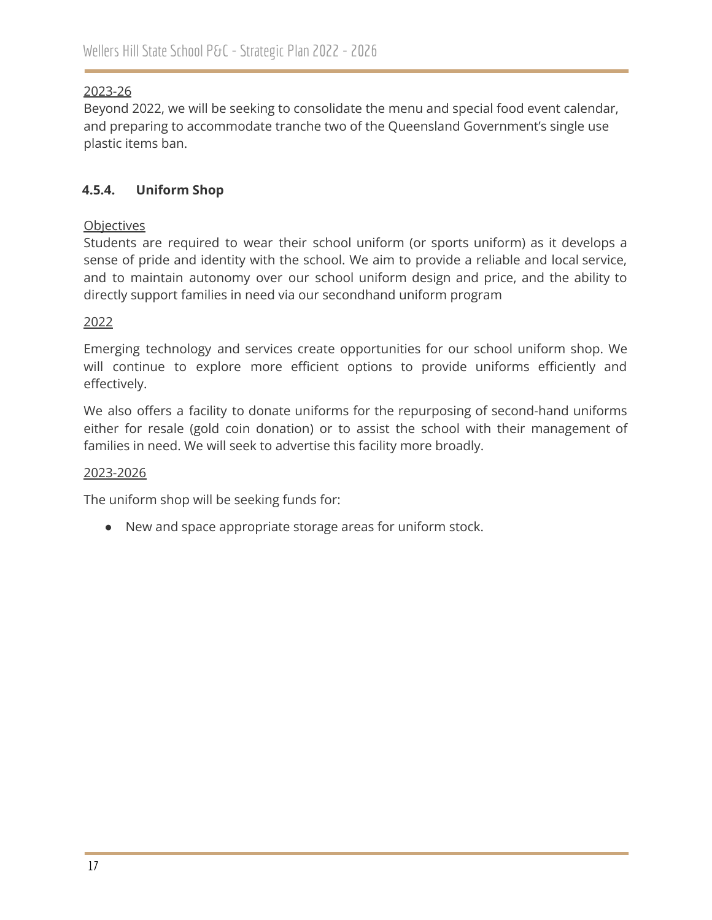2023-26

Beyond 2022, we will be seeking to consolidate the menu and special food event calendar, and preparing to accommodate tranche two of the Queensland Government's single use plastic items ban.

### 4.5.4. Uniform Shop

Objectives

Students are required to wear their school uniform (or sports uniform) as it develops a sense of pride and identity with the school. We aim to provide a reliable and local service, and to maintain autonomy over our school uniform design and price, and the ability to directly support families in need via our secondhand uniform program

2022

Emerging technology and services create opportunities for our school uniform shop. We will continue to explore more efficient options to provide uniforms efficiently and effectively.

We also offers a facility to donate uniforms for the repurposing of second-hand uniforms either for resale (gold coin donation) or to assist the school with their management of families in need. We will seek to advertise this facility more broadly.

2023-2026

The uniform shop will be seeking funds for:

- New and space appropriate storage areas for uniform stock.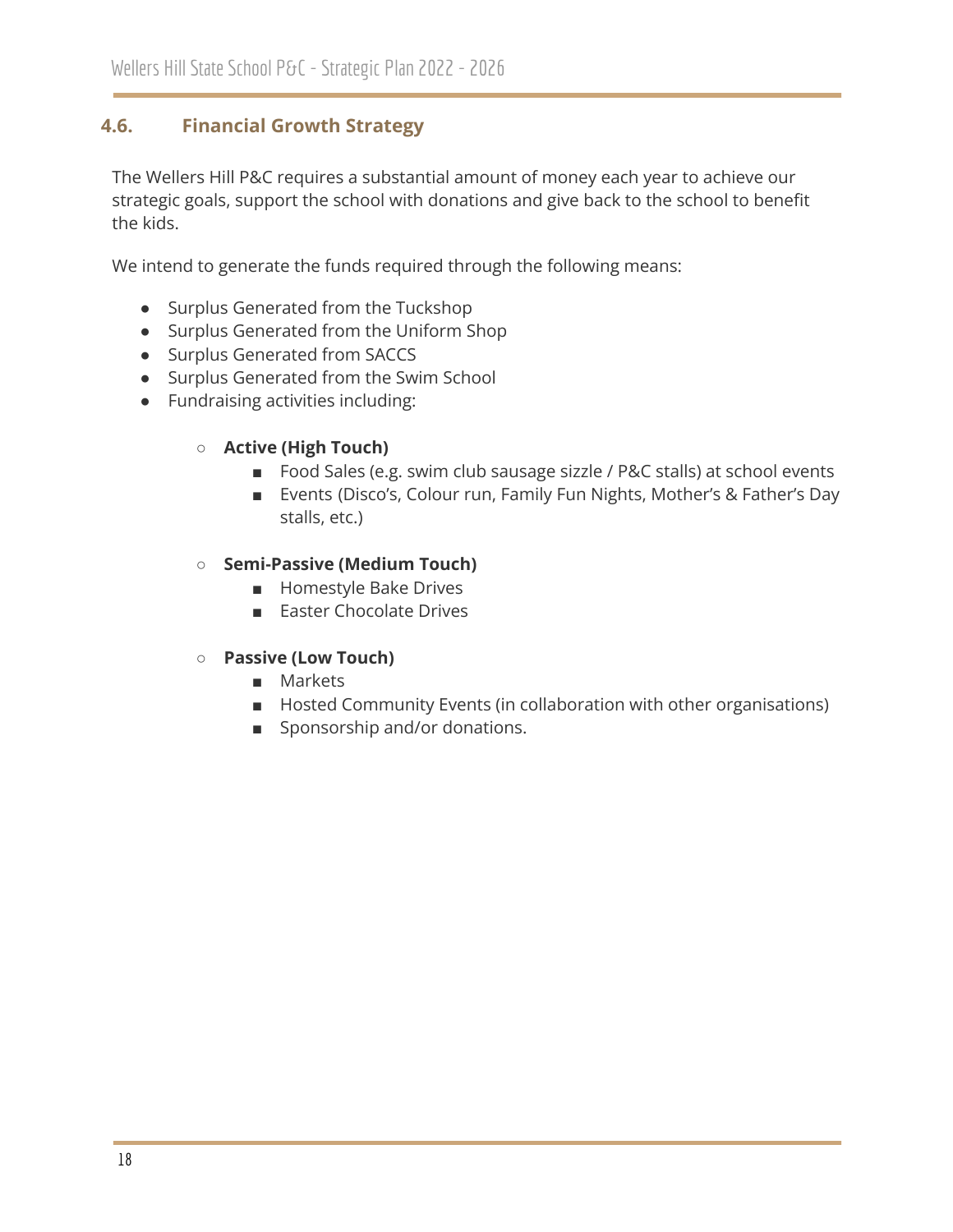## 4.6. Financial Growth Strategy

The Wellers Hill P&C requires a substantial amount of money each year to achieve our strategic goals, support the school with donations and give back to the school to benefit the kids.

We intend to generate the funds required through the following means:

- Surplus Generated from the Tuckshop
- Surplus Generated from the Uniform Shop
- Surplus Generated from SACCS
- Surplus Generated from the Swim School
- Fundraising activities including:
  - **Active (High Touch)**
    - Food Sales (e.g. swim club sausage sizzle / P&C stalls) at school events
    - Events (Disco's, Colour run, Family Fun Nights, Mother's & Father's Day stalls, etc.)
  - **Semi-Passive (Medium Touch)**
    - Homestyle Bake Drives
    - Easter Chocolate Drives
  - **Passive (Low Touch)**
    - Markets
    - Hosted Community Events (in collaboration with other organisations)
    - Sponsorship and/or donations.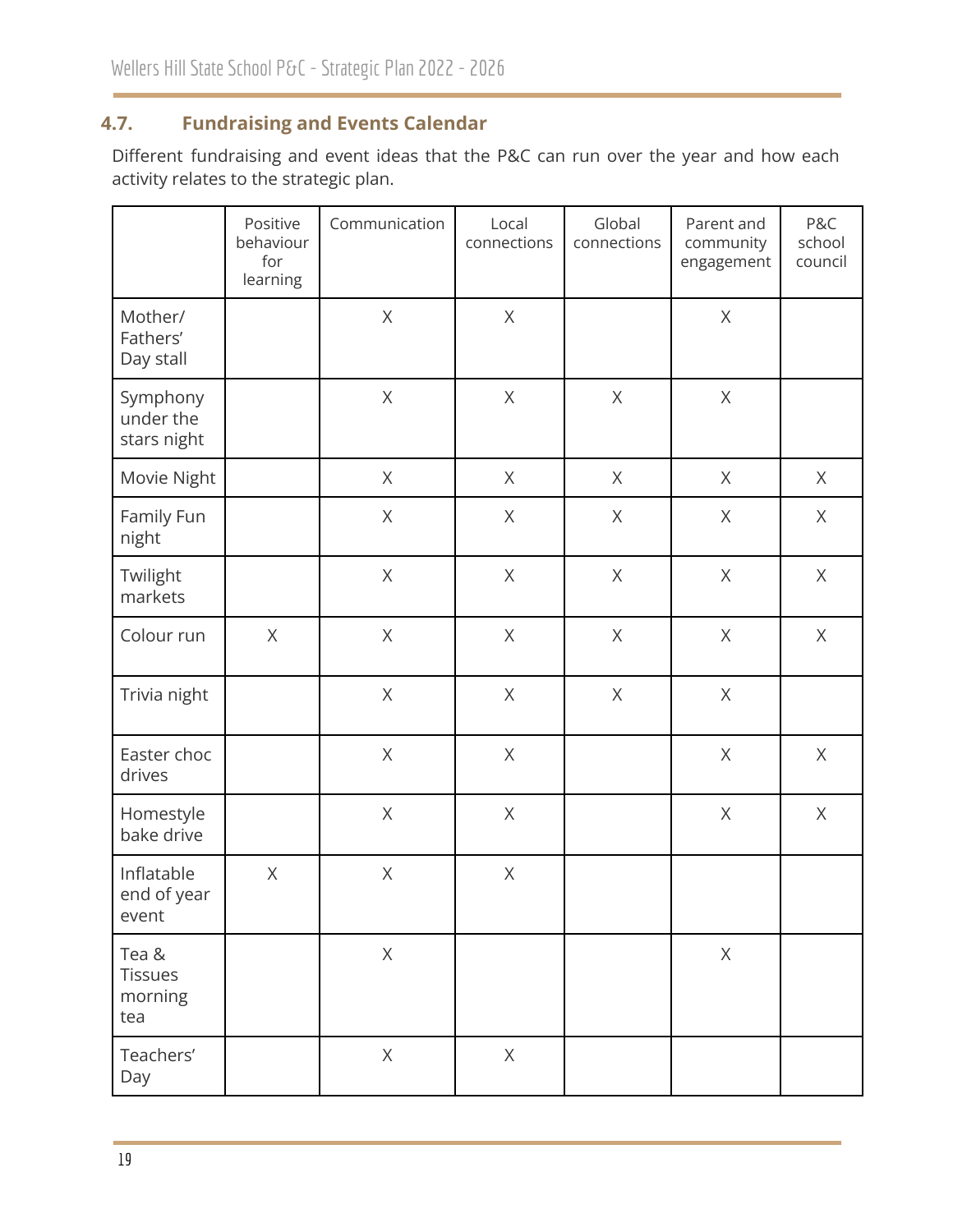### 4.7. Fundraising and Events Calendar

Different fundraising and event ideas that the P&C can run over the year and how each activity relates to the strategic plan.

| | Positive behaviour for learning | Communication | Local connections | Global connections | Parent and community engagement | P&C school council |
|---|---|---|---|---|---|---|
| Mother/ Fathers' Day stall | | X | X | | X | |
| Symphony under the stars night | | X | X | X | X | |
| Movie Night | | X | X | X | X | X |
| Family Fun night | | X | X | X | X | X |
| Twilight markets | | X | X | X | X | X |
| Colour run | X | X | X | X | X | X |
| Trivia night | | X | X | X | X | |
| Easter choc drives | | X | X | | X | X |
| Homestyle bake drive | | X | X | | X | X |
| Inflatable end of year event | X | X | X | | | |
| Tea & Tissues morning tea | | X | | | X | |
| Teachers' Day | | X | X | | | |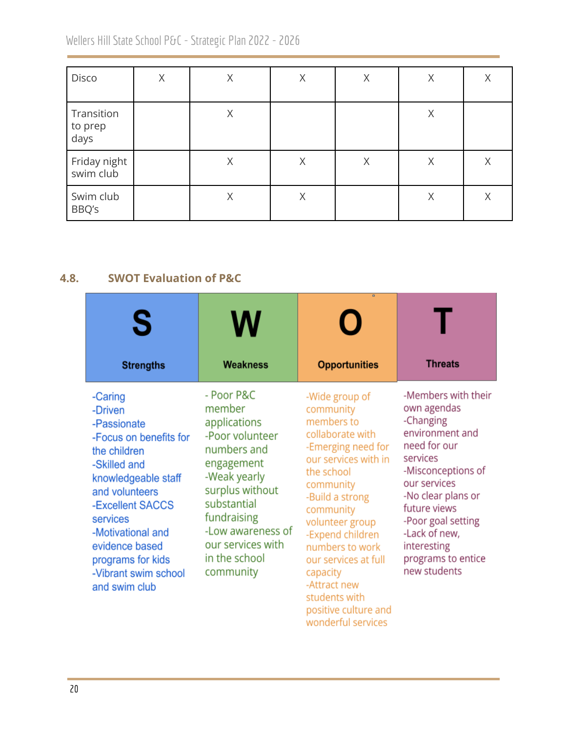| | | | | | | |
|---|---|---|---|---|---|---|
| Disco | X | X | X | X | X | X |
| Transition to prep days | | X | | | X | |
| Friday night swim club | | X | X | X | X | X |
| Swim club BBQ's | | X | X | | X | X |

## 4.8. SWOT Evaluation of P&C

| S<br>Strengths | W<br>Weakness | O<br>Opportunities | T<br>Threats |
|---|---|---|---|
| -Caring<br>-Driven<br>-Passionate<br>-Focus on benefits for the children<br>-Skilled and knowledgeable staff and volunteers<br>-Excellent SACCS services<br>-Motivational and evidence based programs for kids<br>-Vibrant swim school and swim club | - Poor P&C member applications<br>-Poor volunteer numbers and engagement<br>-Weak yearly surplus without substantial fundraising<br>-Low awareness of our services with in the school community | -Wide group of community members to collaborate with<br>-Emerging need for our services with in the school community<br>-Build a strong community volunteer group<br>-Expend children numbers to work our services at full capacity<br>-Attract new students with positive culture and wonderful services | -Members with their own agendas<br>-Changing environment and need for our services<br>-Misconceptions of our services<br>-No clear plans or future views<br>-Poor goal setting<br>-Lack of new, interesting programs to entice new students |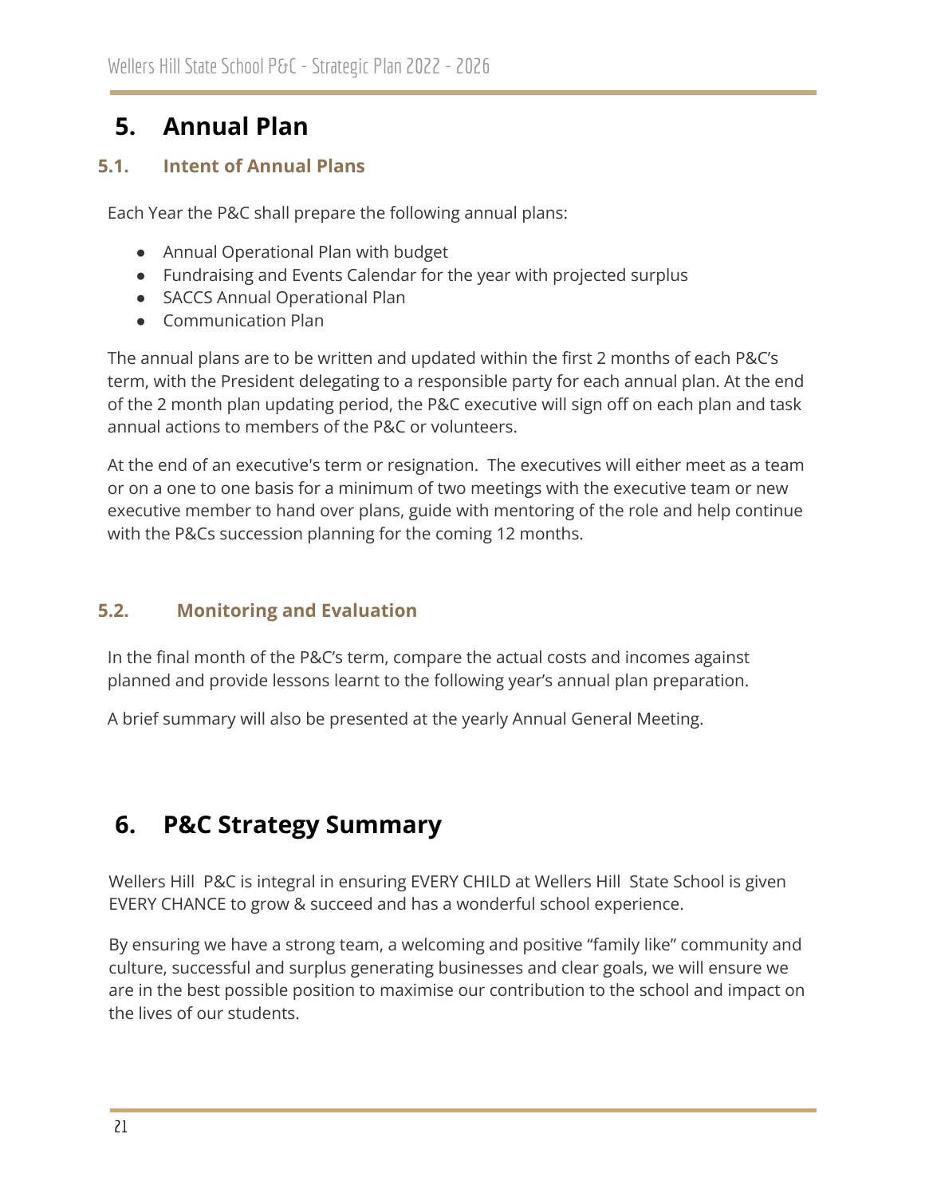# 5. Annual Plan

## 5.1. Intent of Annual Plans

Each Year the P&C shall prepare the following annual plans:

- Annual Operational Plan with budget
- Fundraising and Events Calendar for the year with projected surplus
- SACCS Annual Operational Plan
- Communication Plan

The annual plans are to be written and updated within the first 2 months of each P&C's term, with the President delegating to a responsible party for each annual plan. At the end of the 2 month plan updating period, the P&C executive will sign off on each plan and task annual actions to members of the P&C or volunteers.

At the end of an executive's term or resignation. The executives will either meet as a team or on a one to one basis for a minimum of two meetings with the executive team or new executive member to hand over plans, guide with mentoring of the role and help continue with the P&Cs succession planning for the coming 12 months.

## 5.2. Monitoring and Evaluation

In the final month of the P&C's term, compare the actual costs and incomes against planned and provide lessons learnt to the following year's annual plan preparation.

A brief summary will also be presented at the yearly Annual General Meeting.

# 6. P&C Strategy Summary

Wellers Hill P&C is integral in ensuring EVERY CHILD at Wellers Hill State School is given EVERY CHANCE to grow & succeed and has a wonderful school experience.

By ensuring we have a strong team, a welcoming and positive "family like" community and culture, successful and surplus generating businesses and clear goals, we will ensure we are in the best possible position to maximise our contribution to the school and impact on the lives of our students.